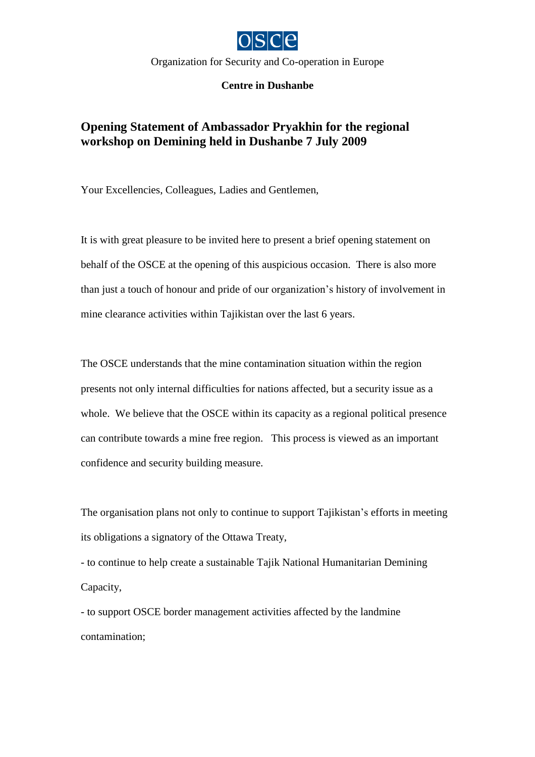Organization for Security and Co-operation in Europe

**Centre in Dushanbe**

## Opening Statement of Ambassador Pryakhin for the regional workshop on Demining held in Dushanbe 7 July 2009

Your Excellencies, Colleagues, Ladies and Gentlemen,

It is with great pleasure to be invited here to present a brief opening statement on behalf of the OSCE at the opening of this auspicious occasion. There is also more than just a touch of honour and pride of our organization's history of involvement in mine clearance activities within Tajikistan over the last 6 years.

The OSCE understands that the mine contamination situation within the region presents not only internal difficulties for nations affected, but a security issue as a whole. We believe that the OSCE within its capacity as a regional political presence can contribute towards a mine free region. This process is viewed as an important confidence and security building measure.

The organisation plans not only to continue to support Tajikistan's efforts in meeting its obligations a signatory of the Ottawa Treaty,

- to continue to help create a sustainable Tajik National Humanitarian Demining Capacity,
- to support OSCE border management activities affected by the landmine contamination;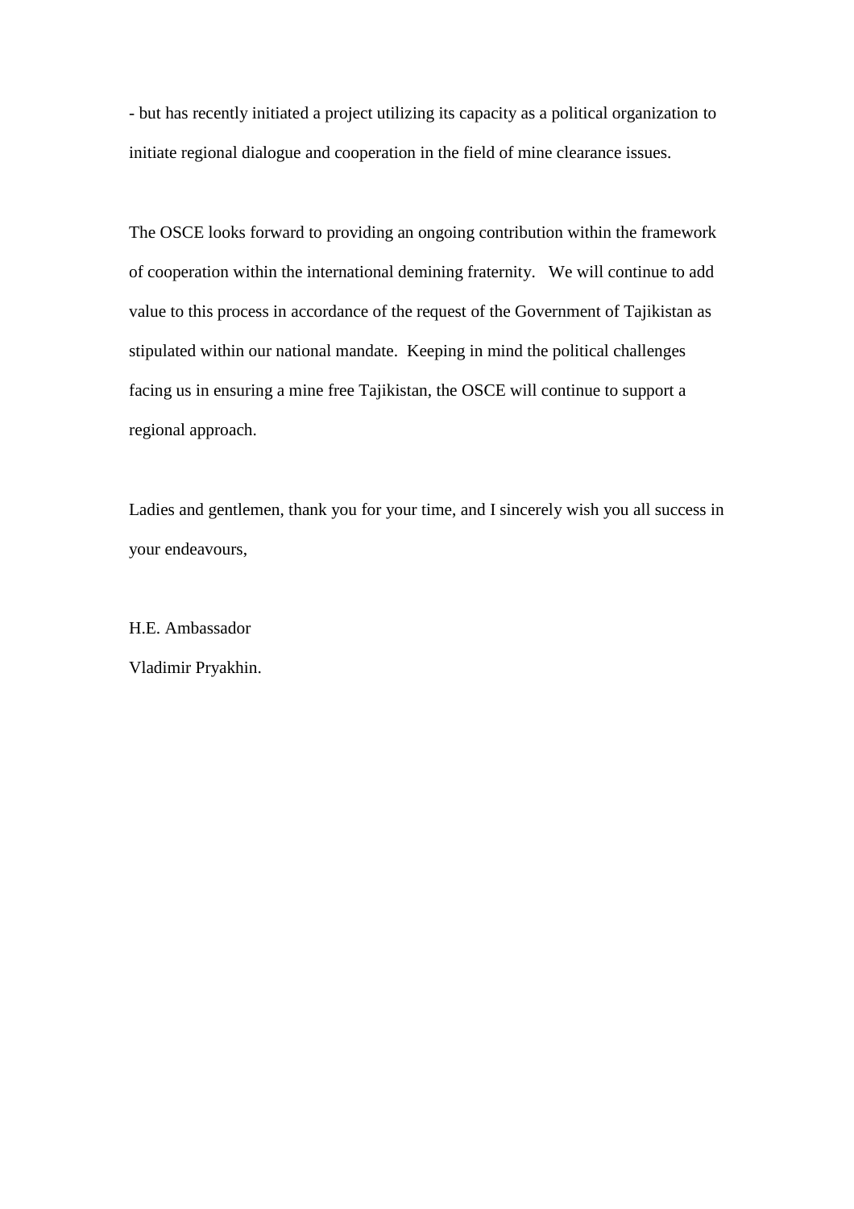- but has recently initiated a project utilizing its capacity as a political organization to initiate regional dialogue and cooperation in the field of mine clearance issues.

The OSCE looks forward to providing an ongoing contribution within the framework of cooperation within the international demining fraternity. We will continue to add value to this process in accordance of the request of the Government of Tajikistan as stipulated within our national mandate. Keeping in mind the political challenges facing us in ensuring a mine free Tajikistan, the OSCE will continue to support a regional approach.

Ladies and gentlemen, thank you for your time, and I sincerely wish you all success in your endeavours,

H.E. Ambassador
Vladimir Pryakhin.